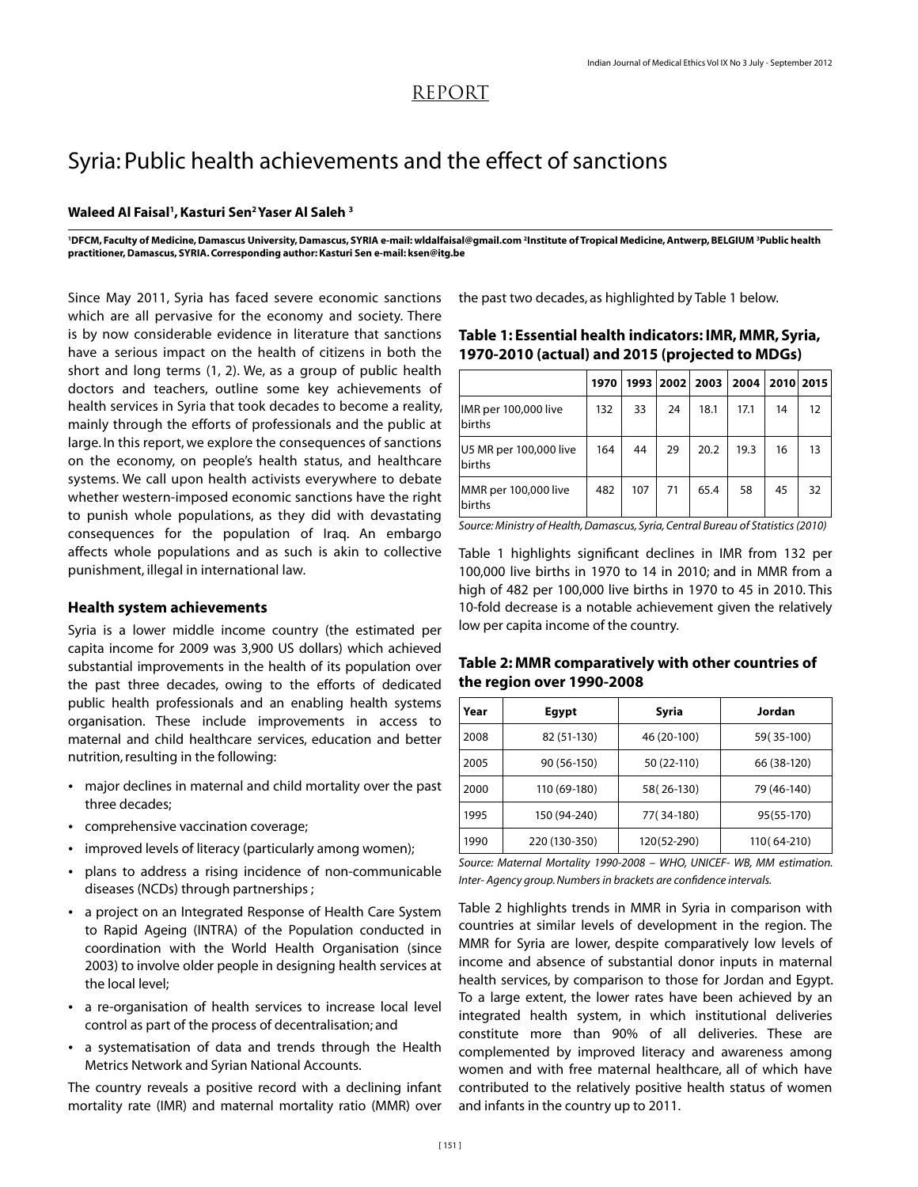REPORT

# Syria: Public health achievements and the effect of sanctions

**Waleed Al Faisal[1], Kasturi Sen[2] Yaser Al Saleh [3]**

**[1]DFCM, Faculty of Medicine, Damascus University, Damascus, SYRIA e-mail: wldalfaisal@gmail.com [2]Institute of Tropical Medicine, Antwerp, BELGIUM [3]Public health practitioner, Damascus, SYRIA. Corresponding author: Kasturi Sen e-mail: ksen@itg.be**

Since May 2011, Syria has faced severe economic sanctions which are all pervasive for the economy and society. There is by now considerable evidence in literature that sanctions have a serious impact on the health of citizens in both the short and long terms (1, 2). We, as a group of public health doctors and teachers, outline some key achievements of health services in Syria that took decades to become a reality, mainly through the efforts of professionals and the public at large. In this report, we explore the consequences of sanctions on the economy, on people's health status, and healthcare systems. We call upon health activists everywhere to debate whether western-imposed economic sanctions have the right to punish whole populations, as they did with devastating consequences for the population of Iraq. An embargo affects whole populations and as such is akin to collective punishment, illegal in international law.

## Health system achievements

Syria is a lower middle income country (the estimated per capita income for 2009 was 3,900 US dollars) which achieved substantial improvements in the health of its population over the past three decades, owing to the efforts of dedicated public health professionals and an enabling health systems organisation. These include improvements in access to maternal and child healthcare services, education and better nutrition, resulting in the following:

- major declines in maternal and child mortality over the past three decades;
- comprehensive vaccination coverage;
- improved levels of literacy (particularly among women);
- plans to address a rising incidence of non-communicable diseases (NCDs) through partnerships ;
- a project on an Integrated Response of Health Care System to Rapid Ageing (INTRA) of the Population conducted in coordination with the World Health Organisation (since 2003) to involve older people in designing health services at the local level;
- a re-organisation of health services to increase local level control as part of the process of decentralisation; and
- a systematisation of data and trends through the Health Metrics Network and Syrian National Accounts.

The country reveals a positive record with a declining infant mortality rate (IMR) and maternal mortality ratio (MMR) over the past two decades, as highlighted by Table 1 below.

**Table 1: Essential health indicators: IMR, MMR, Syria, 1970-2010 (actual) and 2015 (projected to MDGs)**

| | 1970 | 1993 | 2002 | 2003 | 2004 | 2010 | 2015 |
|---|---|---|---|---|---|---|---|
| IMR per 100,000 live births | 132 | 33 | 24 | 18.1 | 17.1 | 14 | 12 |
| U5 MR per 100,000 live births | 164 | 44 | 29 | 20.2 | 19.3 | 16 | 13 |
| MMR per 100,000 live births | 482 | 107 | 71 | 65.4 | 58 | 45 | 32 |

*Source: Ministry of Health, Damascus, Syria, Central Bureau of Statistics (2010)*

Table 1 highlights significant declines in IMR from 132 per 100,000 live births in 1970 to 14 in 2010; and in MMR from a high of 482 per 100,000 live births in 1970 to 45 in 2010. This 10-fold decrease is a notable achievement given the relatively low per capita income of the country.

**Table 2: MMR comparatively with other countries of the region over 1990-2008**

| Year | Egypt | Syria | Jordan |
|---|---|---|---|
| 2008 | 82 (51-130) | 46 (20-100) | 59( 35-100) |
| 2005 | 90 (56-150) | 50 (22-110) | 66 (38-120) |
| 2000 | 110 (69-180) | 58( 26-130) | 79 (46-140) |
| 1995 | 150 (94-240) | 77( 34-180) | 95(55-170) |
| 1990 | 220 (130-350) | 120(52-290) | 110( 64-210) |

*Source: Maternal Mortality 1990-2008 – WHO, UNICEF- WB, MM estimation. Inter- Agency group. Numbers in brackets are confidence intervals.*

Table 2 highlights trends in MMR in Syria in comparison with countries at similar levels of development in the region. The MMR for Syria are lower, despite comparatively low levels of income and absence of substantial donor inputs in maternal health services, by comparison to those for Jordan and Egypt. To a large extent, the lower rates have been achieved by an integrated health system, in which institutional deliveries constitute more than 90% of all deliveries. These are complemented by improved literacy and awareness among women and with free maternal healthcare, all of which have contributed to the relatively positive health status of women and infants in the country up to 2011.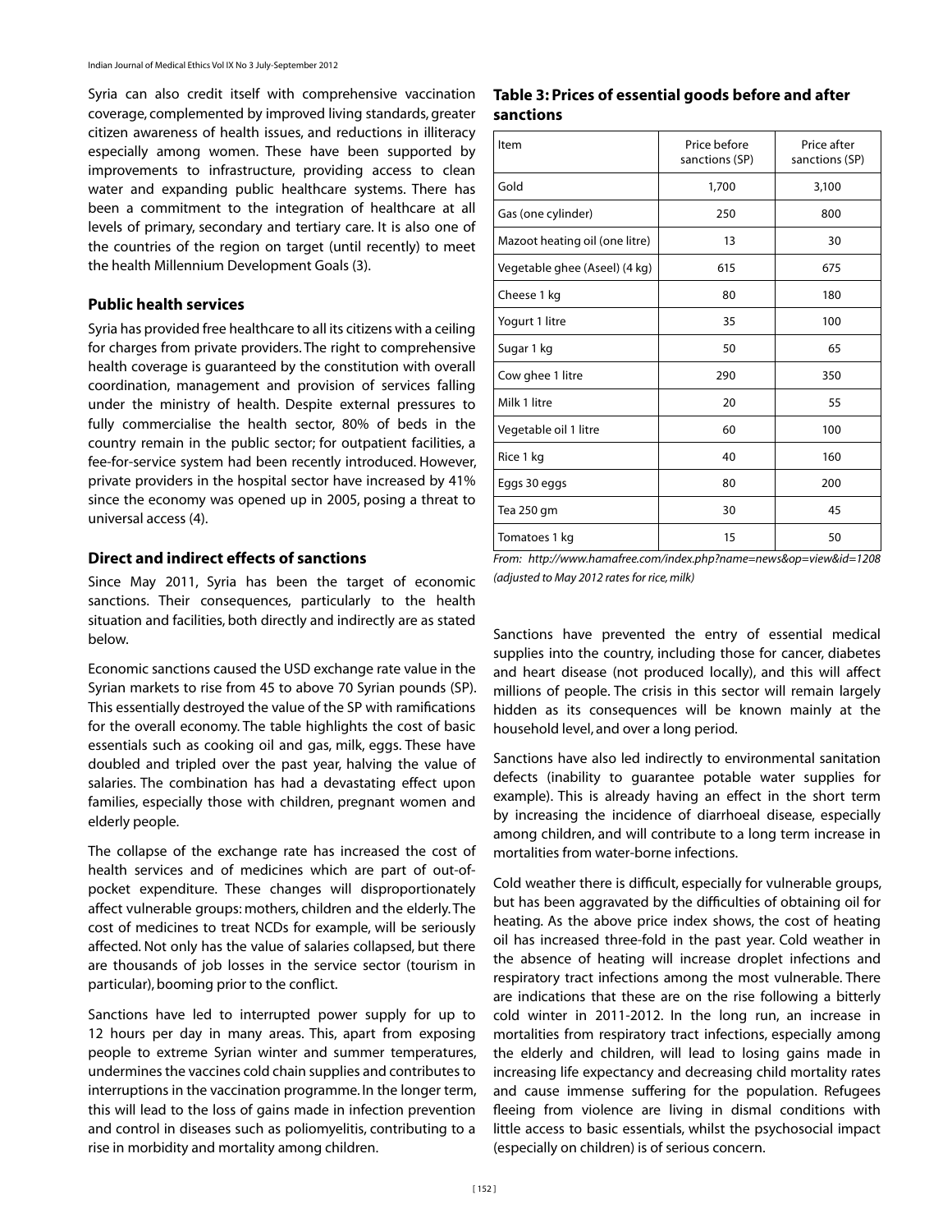Syria can also credit itself with comprehensive vaccination coverage, complemented by improved living standards, greater citizen awareness of health issues, and reductions in illiteracy especially among women. These have been supported by improvements to infrastructure, providing access to clean water and expanding public healthcare systems. There has been a commitment to the integration of healthcare at all levels of primary, secondary and tertiary care. It is also one of the countries of the region on target (until recently) to meet the health Millennium Development Goals (3).

### Public health services

Syria has provided free healthcare to all its citizens with a ceiling for charges from private providers. The right to comprehensive health coverage is guaranteed by the constitution with overall coordination, management and provision of services falling under the ministry of health. Despite external pressures to fully commercialise the health sector, 80% of beds in the country remain in the public sector; for outpatient facilities, a fee-for-service system had been recently introduced. However, private providers in the hospital sector have increased by 41% since the economy was opened up in 2005, posing a threat to universal access (4).

### Direct and indirect effects of sanctions

Since May 2011, Syria has been the target of economic sanctions. Their consequences, particularly to the health situation and facilities, both directly and indirectly are as stated below.

Economic sanctions caused the USD exchange rate value in the Syrian markets to rise from 45 to above 70 Syrian pounds (SP). This essentially destroyed the value of the SP with ramifications for the overall economy. The table highlights the cost of basic essentials such as cooking oil and gas, milk, eggs. These have doubled and tripled over the past year, halving the value of salaries. The combination has had a devastating effect upon families, especially those with children, pregnant women and elderly people.

The collapse of the exchange rate has increased the cost of health services and of medicines which are part of out-of-pocket expenditure. These changes will disproportionately affect vulnerable groups: mothers, children and the elderly. The cost of medicines to treat NCDs for example, will be seriously affected. Not only has the value of salaries collapsed, but there are thousands of job losses in the service sector (tourism in particular), booming prior to the conflict.

Sanctions have led to interrupted power supply for up to 12 hours per day in many areas. This, apart from exposing people to extreme Syrian winter and summer temperatures, undermines the vaccines cold chain supplies and contributes to interruptions in the vaccination programme. In the longer term, this will lead to the loss of gains made in infection prevention and control in diseases such as poliomyelitis, contributing to a rise in morbidity and mortality among children.

**Table 3: Prices of essential goods before and after sanctions**

| Item | Price before sanctions (SP) | Price after sanctions (SP) |
|---|---|---|
| Gold | 1,700 | 3,100 |
| Gas (one cylinder) | 250 | 800 |
| Mazoot heating oil (one litre) | 13 | 30 |
| Vegetable ghee (Aseel) (4 kg) | 615 | 675 |
| Cheese 1 kg | 80 | 180 |
| Yogurt 1 litre | 35 | 100 |
| Sugar 1 kg | 50 | 65 |
| Cow ghee 1 litre | 290 | 350 |
| Milk 1 litre | 20 | 55 |
| Vegetable oil 1 litre | 60 | 100 |
| Rice 1 kg | 40 | 160 |
| Eggs 30 eggs | 80 | 200 |
| Tea 250 gm | 30 | 45 |
| Tomatoes 1 kg | 15 | 50 |

*From: http://www.hamafree.com/index.php?name=news&op=view&id=1208 (adjusted to May 2012 rates for rice, milk)*

Sanctions have prevented the entry of essential medical supplies into the country, including those for cancer, diabetes and heart disease (not produced locally), and this will affect millions of people. The crisis in this sector will remain largely hidden as its consequences will be known mainly at the household level, and over a long period.

Sanctions have also led indirectly to environmental sanitation defects (inability to guarantee potable water supplies for example). This is already having an effect in the short term by increasing the incidence of diarrhoeal disease, especially among children, and will contribute to a long term increase in mortalities from water-borne infections.

Cold weather there is difficult, especially for vulnerable groups, but has been aggravated by the difficulties of obtaining oil for heating. As the above price index shows, the cost of heating oil has increased three-fold in the past year. Cold weather in the absence of heating will increase droplet infections and respiratory tract infections among the most vulnerable. There are indications that these are on the rise following a bitterly cold winter in 2011-2012. In the long run, an increase in mortalities from respiratory tract infections, especially among the elderly and children, will lead to losing gains made in increasing life expectancy and decreasing child mortality rates and cause immense suffering for the population. Refugees fleeing from violence are living in dismal conditions with little access to basic essentials, whilst the psychosocial impact (especially on children) is of serious concern.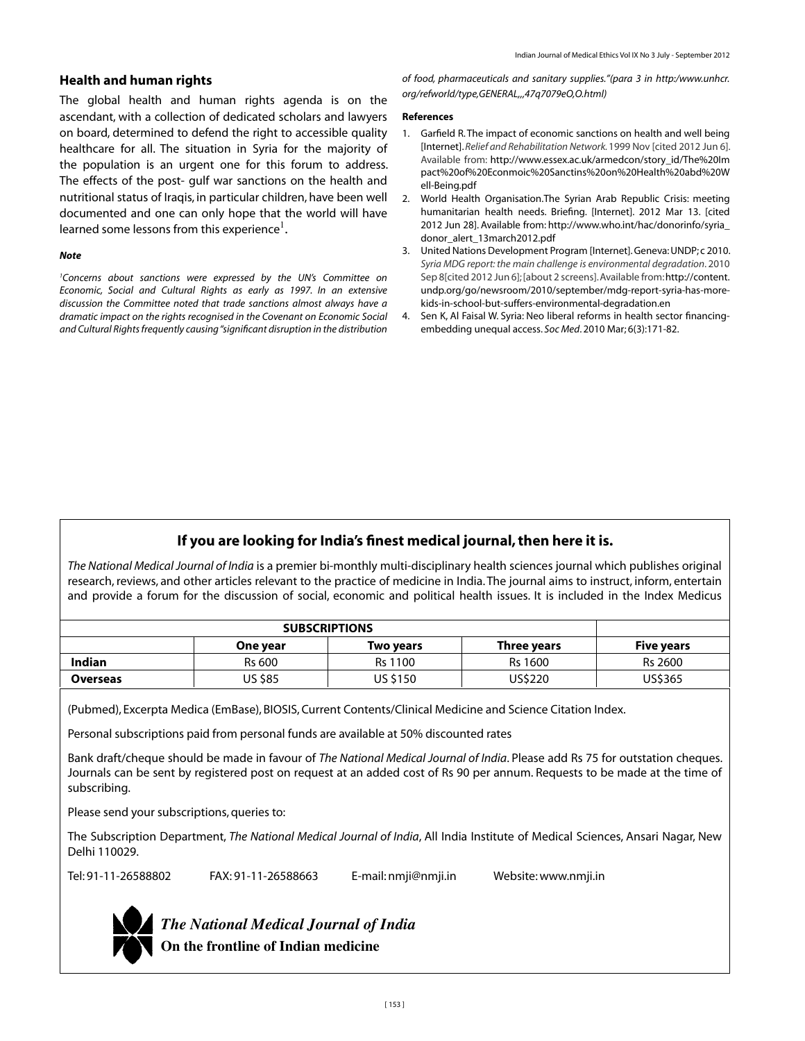## Health and human rights

The global health and human rights agenda is on the ascendant, with a collection of dedicated scholars and lawyers on board, determined to defend the right to accessible quality healthcare for all. The situation in Syria for the majority of the population is an urgent one for this forum to address. The effects of the post- gulf war sanctions on the health and nutritional status of Iraqis, in particular children, have been well documented and one can only hope that the world will have learned some lessons from this experience[1].

***Note***

*[1]Concerns about sanctions were expressed by the UN's Committee on Economic, Social and Cultural Rights as early as 1997. In an extensive discussion the Committee noted that trade sanctions almost always have a dramatic impact on the rights recognised in the Covenant on Economic Social and Cultural Rights frequently causing "significant disruption in the distribution of food, pharmaceuticals and sanitary supplies."(para 3 in http:/www.unhcr.org/refworld/type,GENERAL,,,47q7079eO,O.html)*

**References**

1. Garfield R. The impact of economic sanctions on health and well being [Internet]. *Relief and Rehabilitation Network.* 1999 Nov [cited 2012 Jun 6]. Available from: http://www.essex.ac.uk/armedcon/story_id/The%20Impact%20of%20Econmoic%20Sanctins%20on%20Health%20abd%20Well-Being.pdf
2. World Health Organisation.The Syrian Arab Republic Crisis: meeting humanitarian health needs. Briefing. [Internet]. 2012 Mar 13. [cited 2012 Jun 28]. Available from: http://www.who.int/hac/donorinfo/syria_donor_alert_13march2012.pdf
3. United Nations Development Program [Internet]. Geneva: UNDP; c 2010. *Syria MDG report: the main challenge is environmental degradation.* 2010 Sep 8[cited 2012 Jun 6]; [about 2 screens]. Available from: http://content.undp.org/go/newsroom/2010/september/mdg-report-syria-has-more-kids-in-school-but-suffers-environmental-degradation.en
4. Sen K, Al Faisal W. Syria: Neo liberal reforms in health sector financing-embedding unequal access. *Soc Med.* 2010 Mar; 6(3):171-82.

---

### If you are looking for India's finest medical journal, then here it is.

*The National Medical Journal of India* is a premier bi-monthly multi-disciplinary health sciences journal which publishes original research, reviews, and other articles relevant to the practice of medicine in India. The journal aims to instruct, inform, entertain and provide a forum for the discussion of social, economic and political health issues. It is included in the Index Medicus

| SUBSCRIPTIONS | | | | |
|---|---|---|---|---|
| | One year | Two years | Three years | Five years |
| **Indian** | Rs 600 | Rs 1100 | Rs 1600 | Rs 2600 |
| **Overseas** | US $85 | US $150 | US$220 | US$365 |

(Pubmed), Excerpta Medica (EmBase), BIOSIS, Current Contents/Clinical Medicine and Science Citation Index.

Personal subscriptions paid from personal funds are available at 50% discounted rates

Bank draft/cheque should be made in favour of *The National Medical Journal of India*. Please add Rs 75 for outstation cheques. Journals can be sent by registered post on request at an added cost of Rs 90 per annum. Requests to be made at the time of subscribing.

Please send your subscriptions, queries to:

The Subscription Department, *The National Medical Journal of India*, All India Institute of Medical Sciences, Ansari Nagar, New Delhi 110029.

Tel: 91-11-26588802 FAX: 91-11-26588663 E-mail: nmji@nmji.in Website: www.nmji.in

***The National Medical Journal of India***

**On the frontline of Indian medicine**